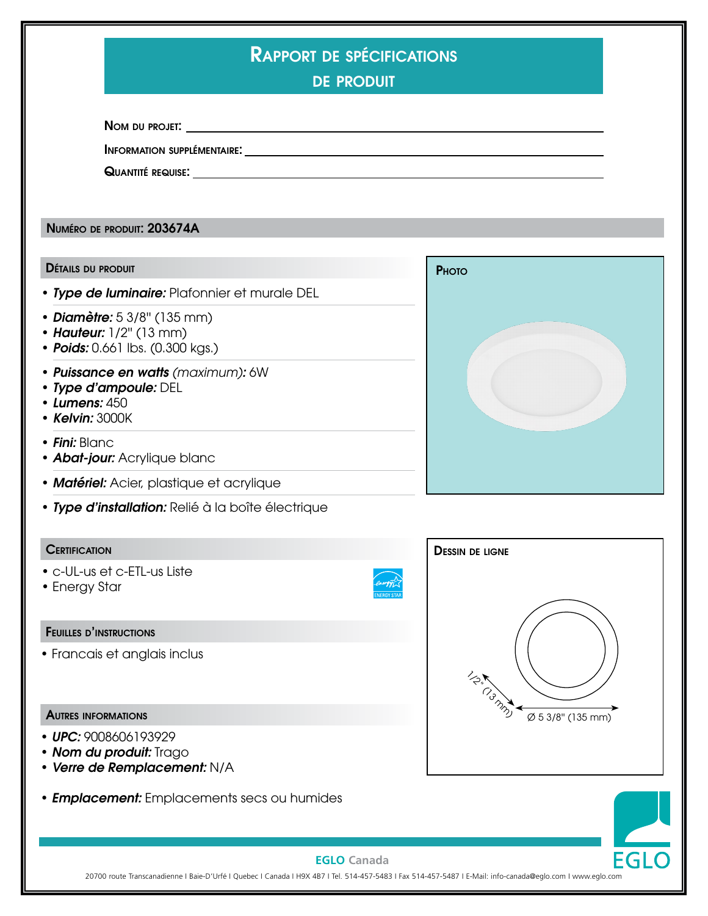# Rapport de spécifications de produit

**Nom du projet:** \_\_\_\_\_\_\_\_\_\_\_\_\_\_\_\_\_\_\_\_

**Information supplémentaire:** \_\_\_\_\_\_\_\_\_\_\_\_\_\_\_\_\_\_\_\_

**Quantité requise:** \_\_\_\_\_\_\_\_\_\_\_\_\_\_\_\_\_\_\_\_

## Numéro de produit: 203674A

### Détails du produit

- ***Type de luminaire:*** Plafonnier et murale DEL

- ***Diamètre:*** 5 3/8" (135 mm)
- ***Hauteur:*** 1/2" (13 mm)
- ***Poids:*** 0.661 lbs. (0.300 kgs.)

- ***Puissance en watts*** *(maximum)****:*** 6W
- ***Type d'ampoule:*** DEL
- ***Lumens:*** 450
- ***Kelvin:*** 3000K

- ***Fini:*** Blanc
- ***Abat-jour:*** Acrylique blanc

- ***Matériel:*** Acier, plastique et acrylique

- ***Type d'installation:*** Relié à la boîte électrique

### Photo

### Certification

- c-UL-us et c-ETL-us Liste
- Energy Star

### Feuilles d'instructions

- Francais et anglais inclus

### Autres informations

- ***UPC:*** 9008606193929
- ***Nom du produit:*** Trago
- ***Verre de Remplacement:*** N/A

- ***Emplacement:*** Emplacements secs ou humides

### Dessin de ligne

1/2" (13 mm)

Ø 5 3/8" (135 mm)

**EGLO Canada**

20700 route Transcanadienne I Baie-D'Urfé I Quebec I Canada I H9X 4B7 I Tel. 514-457-5483 I Fax 514-457-5487 I E-Mail: info-canada@eglo.com I www.eglo.com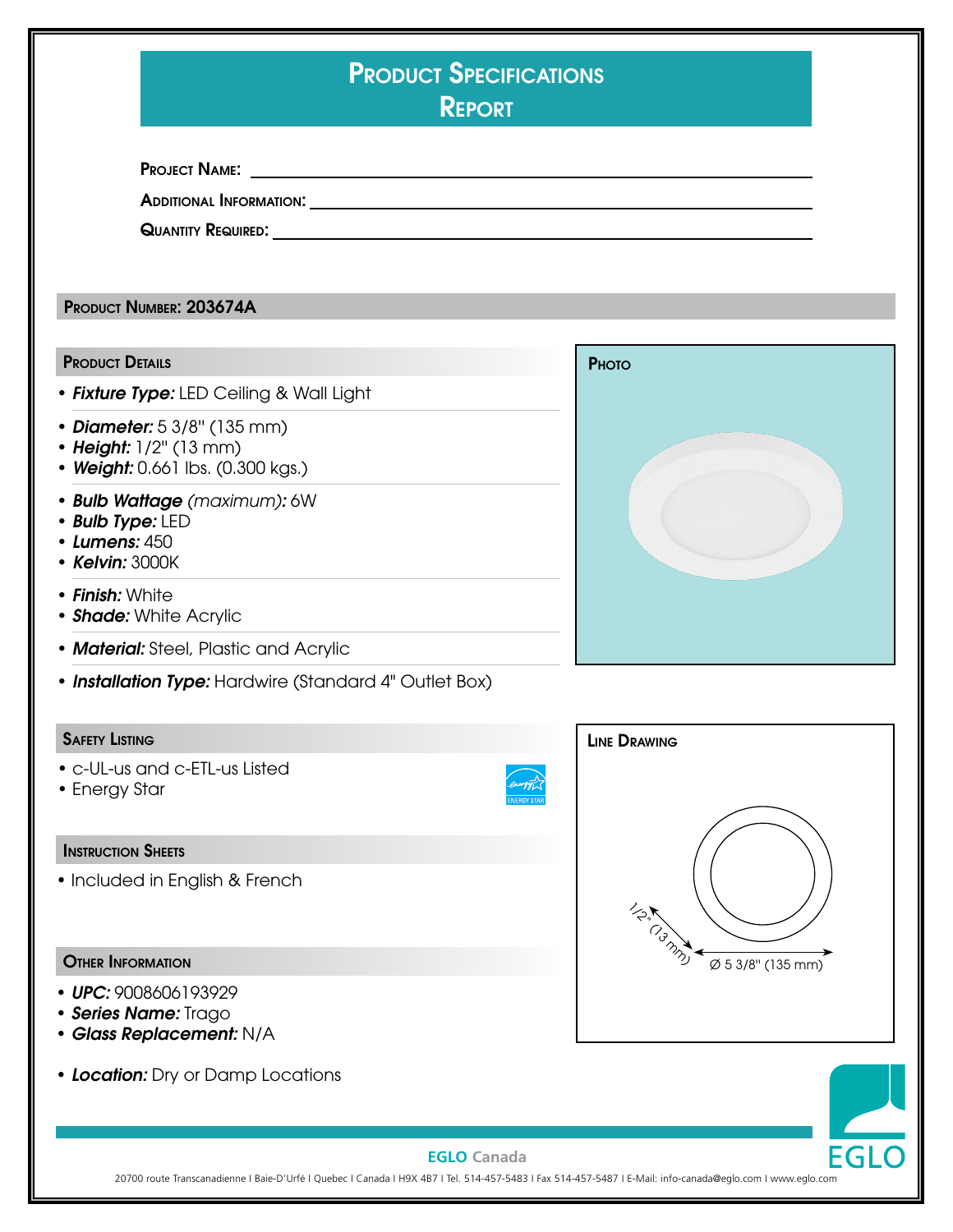# Product Specifications Report

**Project Name:** ______________________

**Additional Information:** ______________________

**Quantity Required:** ______________________

## Product Number: 203674A

### Product Details

- ***Fixture Type:*** LED Ceiling & Wall Light
- ***Diameter:*** 5 3/8" (135 mm)
- ***Height:*** 1/2" (13 mm)
- ***Weight:*** 0.661 lbs. (0.300 kgs.)
- ***Bulb Wattage*** *(maximum)****:*** 6W
- ***Bulb Type:*** LED
- ***Lumens:*** 450
- ***Kelvin:*** 3000K
- ***Finish:*** White
- ***Shade:*** White Acrylic
- ***Material:*** Steel, Plastic and Acrylic
- ***Installation Type:*** Hardwire (Standard 4" Outlet Box)

### Photo

### Safety Listing

- c-UL-us and c-ETL-us Listed
- Energy Star

### Instruction Sheets

- Included in English & French

### Line Drawing

1/2" (13 mm)

Ø 5 3/8" (135 mm)

### Other Information

- ***UPC:*** 9008606193929
- ***Series Name:*** Trago
- ***Glass Replacement:*** N/A
- ***Location:*** Dry or Damp Locations

**EGLO Canada**

20700 route Transcanadienne I Baie-D'Urfé I Quebec I Canada I H9X 4B7 I Tel. 514-457-5483 I Fax 514-457-5487 I E-Mail: info-canada@eglo.com I www.eglo.com